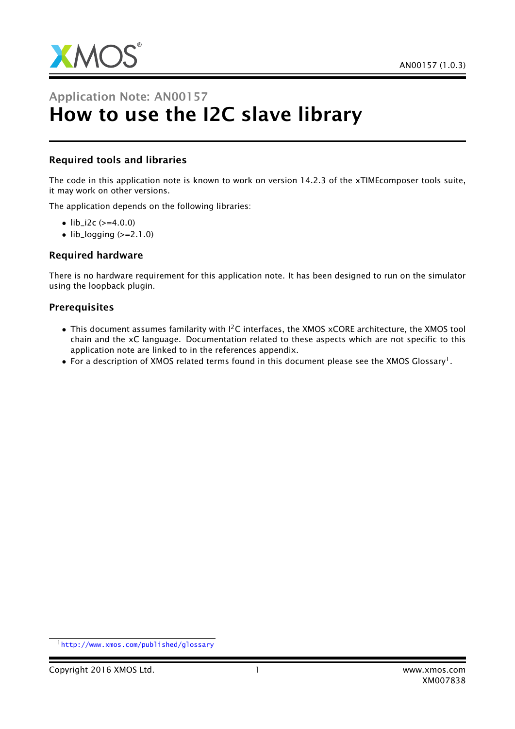# Application Note: AN00157

# How to use the I2C slave library

### Required tools and libraries

The code in this application note is known to work on version 14.2.3 of the xTIMEcomposer tools suite, it may work on other versions.

The application depends on the following libraries:

- lib_i2c (>=4.0.0)
- lib_logging (>=2.1.0)

### Required hardware

There is no hardware requirement for this application note. It has been designed to run on the simulator using the loopback plugin.

### Prerequisites

- This document assumes familarity with I$^2$C interfaces, the XMOS xCORE architecture, the XMOS tool chain and the xC language. Documentation related to these aspects which are not specific to this application note are linked to in the references appendix.
- For a description of XMOS related terms found in this document please see the XMOS Glossary[1].

[1] http://www.xmos.com/published/glossary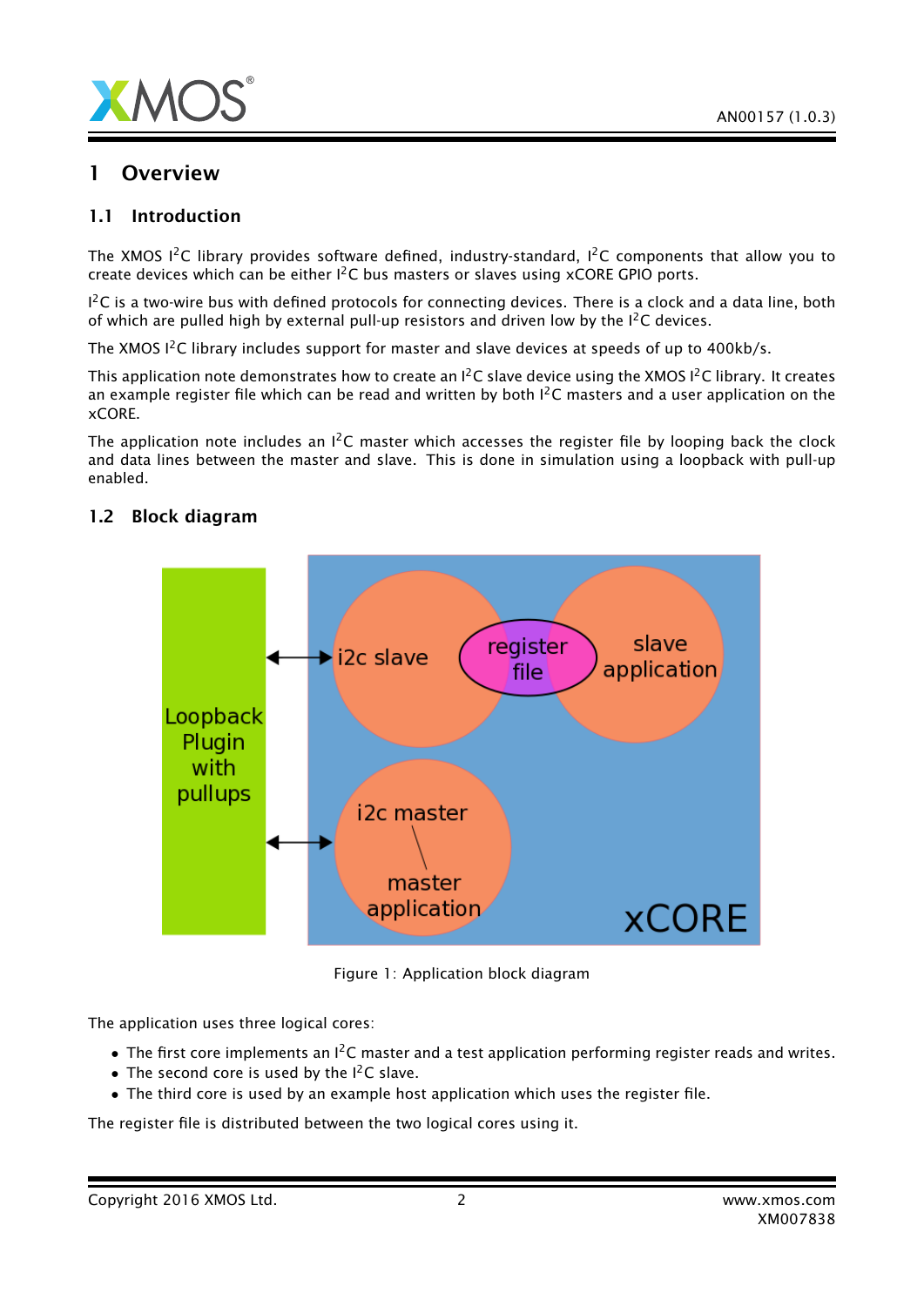# 1 Overview

## 1.1 Introduction

The XMOS $I^2C$ library provides software defined, industry-standard, $I^2C$ components that allow you to create devices which can be either $I^2C$ bus masters or slaves using xCORE GPIO ports.

$I^2C$ is a two-wire bus with defined protocols for connecting devices. There is a clock and a data line, both of which are pulled high by external pull-up resistors and driven low by the $I^2C$ devices.

The XMOS $I^2C$ library includes support for master and slave devices at speeds of up to 400kb/s.

This application note demonstrates how to create an $I^2C$ slave device using the XMOS $I^2C$ library. It creates an example register file which can be read and written by both $I^2C$ masters and a user application on the xCORE.

The application note includes an $I^2C$ master which accesses the register file by looping back the clock and data lines between the master and slave. This is done in simulation using a loopback with pull-up enabled.

## 1.2 Block diagram

Figure 1: Application block diagram

The application uses three logical cores:

- The first core implements an $I^2C$ master and a test application performing register reads and writes.
- The second core is used by the $I^2C$ slave.
- The third core is used by an example host application which uses the register file.

The register file is distributed between the two logical cores using it.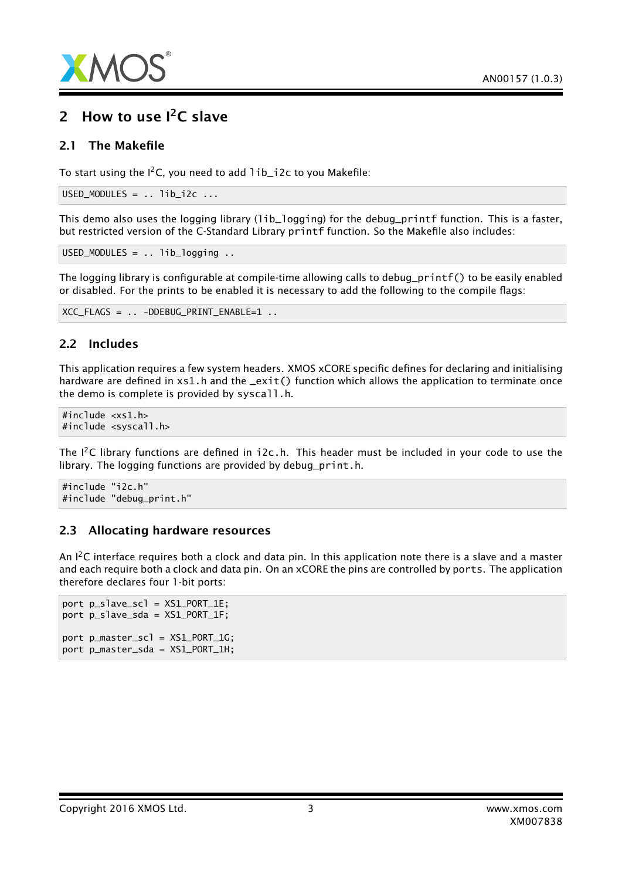## 2 How to use I$^2$C slave

### 2.1 The Makefile

To start using the I$^2$C, you need to add `lib_i2c` to you Makefile:

```
USED_MODULES = .. lib_i2c ...
```

This demo also uses the logging library (`lib_logging`) for the debug_`printf` function. This is a faster, but restricted version of the C-Standard Library `printf` function. So the Makefile also includes:

```
USED_MODULES = .. lib_logging ..
```

The logging library is configurable at compile-time allowing calls to debug_`printf()` to be easily enabled or disabled. For the prints to be enabled it is necessary to add the following to the compile flags:

```
XCC_FLAGS = .. -DDEBUG_PRINT_ENABLE=1 ..
```

### 2.2 Includes

This application requires a few system headers. XMOS xCORE specific defines for declaring and initialising hardware are defined in `xs1.h` and the _`exit()` function which allows the application to terminate once the demo is complete is provided by `syscall.h`.

```
#include <xs1.h>
#include <syscall.h>
```

The I$^2$C library functions are defined in `i2c.h`. This header must be included in your code to use the library. The logging functions are provided by debug_`print.h`.

```
#include "i2c.h"
#include "debug_print.h"
```

### 2.3 Allocating hardware resources

An I$^2$C interface requires both a clock and data pin. In this application note there is a slave and a master and each require both a clock and data pin. On an xCORE the pins are controlled by `ports`. The application therefore declares four 1-bit ports:

```
port p_slave_scl = XS1_PORT_1E;
port p_slave_sda = XS1_PORT_1F;

port p_master_scl = XS1_PORT_1G;
port p_master_sda = XS1_PORT_1H;
```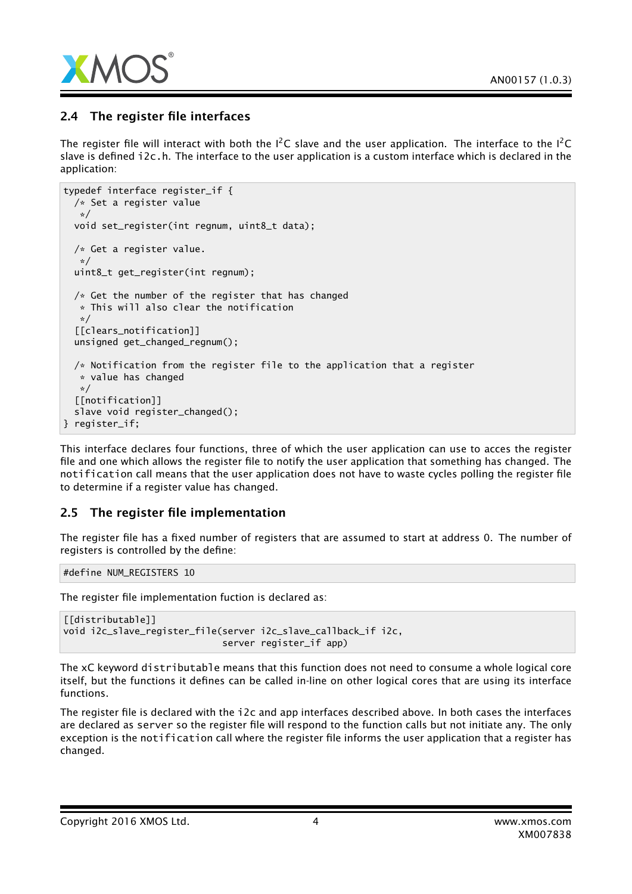## 2.4 The register file interfaces

The register file will interact with both the I$^2$C slave and the user application. The interface to the I$^2$C slave is defined i2c.h. The interface to the user application is a custom interface which is declared in the application:

```
typedef interface register_if {
  /* Set a register value
   */
  void set_register(int regnum, uint8_t data);

  /* Get a register value.
   */
  uint8_t get_register(int regnum);

  /* Get the number of the register that has changed
   * This will also clear the notification
   */
  [[clears_notification]]
  unsigned get_changed_regnum();

  /* Notification from the register file to the application that a register
   * value has changed
   */
  [[notification]]
  slave void register_changed();
} register_if;
```

This interface declares four functions, three of which the user application can use to acces the register file and one which allows the register file to notify the user application that something has changed. The notification call means that the user application does not have to waste cycles polling the register file to determine if a register value has changed.

## 2.5 The register file implementation

The register file has a fixed number of registers that are assumed to start at address 0. The number of registers is controlled by the define:

```
#define NUM_REGISTERS 10
```

The register file implementation fuction is declared as:

```
[[distributable]]
void i2c_slave_register_file(server i2c_slave_callback_if i2c,
                             server register_if app)
```

The xC keyword distributable means that this function does not need to consume a whole logical core itself, but the functions it defines can be called in-line on other logical cores that are using its interface functions.

The register file is declared with the i2c and app interfaces described above. In both cases the interfaces are declared as server so the register file will respond to the function calls but not initiate any. The only exception is the notification call where the register file informs the user application that a register has changed.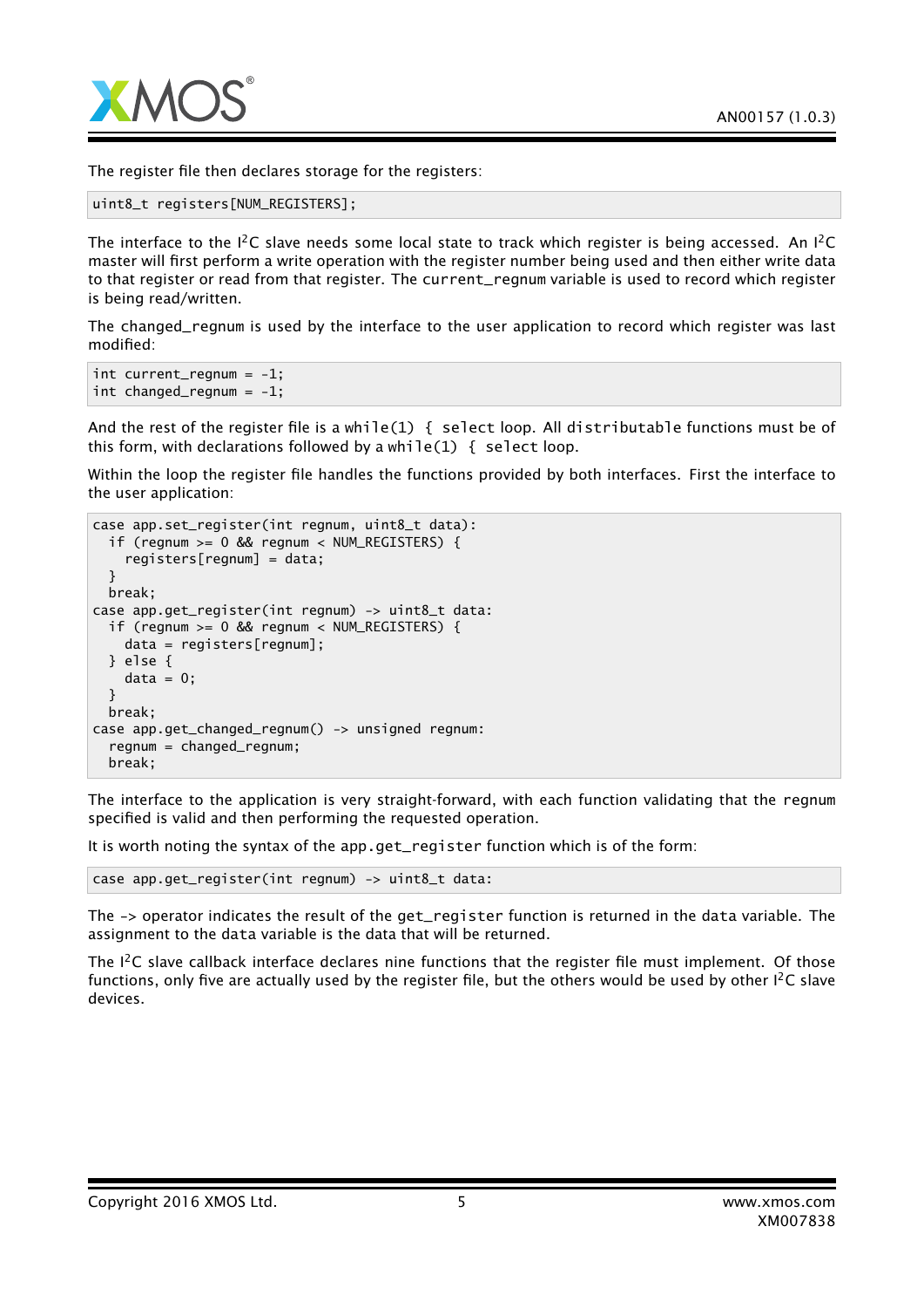The register file then declares storage for the registers:

```
uint8_t registers[NUM_REGISTERS];
```

The interface to the I$^2$C slave needs some local state to track which register is being accessed. An I$^2$C master will first perform a write operation with the register number being used and then either write data to that register or read from that register. The current_regnum variable is used to record which register is being read/written.

The changed_regnum is used by the interface to the user application to record which register was last modified:

```
int current_regnum = -1;
int changed_regnum = -1;
```

And the rest of the register file is a while(1) { select loop. All distributable functions must be of this form, with declarations followed by a while(1) { select loop.

Within the loop the register file handles the functions provided by both interfaces. First the interface to the user application:

```
case app.set_register(int regnum, uint8_t data):
  if (regnum >= 0 && regnum < NUM_REGISTERS) {
    registers[regnum] = data;
  }
  break;
case app.get_register(int regnum) -> uint8_t data:
  if (regnum >= 0 && regnum < NUM_REGISTERS) {
    data = registers[regnum];
  } else {
    data = 0;
  }
  break;
case app.get_changed_regnum() -> unsigned regnum:
  regnum = changed_regnum;
  break;
```

The interface to the application is very straight-forward, with each function validating that the regnum specified is valid and then performing the requested operation.

It is worth noting the syntax of the app.get_register function which is of the form:

```
case app.get_register(int regnum) -> uint8_t data:
```

The -> operator indicates the result of the get_register function is returned in the data variable. The assignment to the data variable is the data that will be returned.

The I$^2$C slave callback interface declares nine functions that the register file must implement. Of those functions, only five are actually used by the register file, but the others would be used by other I$^2$C slave devices.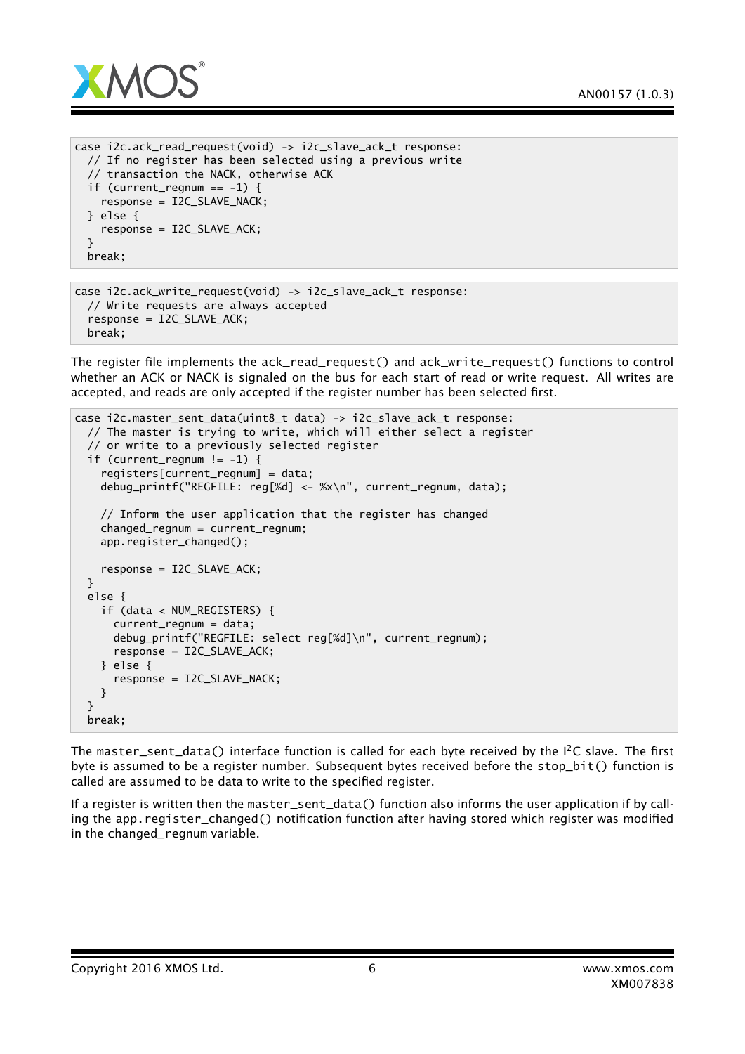```
case i2c.ack_read_request(void) -> i2c_slave_ack_t response:
  // If no register has been selected using a previous write
  // transaction the NACK, otherwise ACK
  if (current_regnum == -1) {
    response = I2C_SLAVE_NACK;
  } else {
    response = I2C_SLAVE_ACK;
  }
  break;
```

```
case i2c.ack_write_request(void) -> i2c_slave_ack_t response:
  // Write requests are always accepted
  response = I2C_SLAVE_ACK;
  break;
```

The register file implements the ack_read_request() and ack_write_request() functions to control whether an ACK or NACK is signaled on the bus for each start of read or write request. All writes are accepted, and reads are only accepted if the register number has been selected first.

```
case i2c.master_sent_data(uint8_t data) -> i2c_slave_ack_t response:
  // The master is trying to write, which will either select a register
  // or write to a previously selected register
  if (current_regnum != -1) {
    registers[current_regnum] = data;
    debug_printf("REGFILE: reg[%d] <- %x\n", current_regnum, data);

    // Inform the user application that the register has changed
    changed_regnum = current_regnum;
    app.register_changed();

    response = I2C_SLAVE_ACK;
  }
  else {
    if (data < NUM_REGISTERS) {
      current_regnum = data;
      debug_printf("REGFILE: select reg[%d]\n", current_regnum);
      response = I2C_SLAVE_ACK;
    } else {
      response = I2C_SLAVE_NACK;
    }
  }
  break;
```

The master_sent_data() interface function is called for each byte received by the I$^2$C slave. The first byte is assumed to be a register number. Subsequent bytes received before the stop_bit() function is called are assumed to be data to write to the specified register.

If a register is written then the master_sent_data() function also informs the user application if by calling the app.register_changed() notification function after having stored which register was modified in the changed_regnum variable.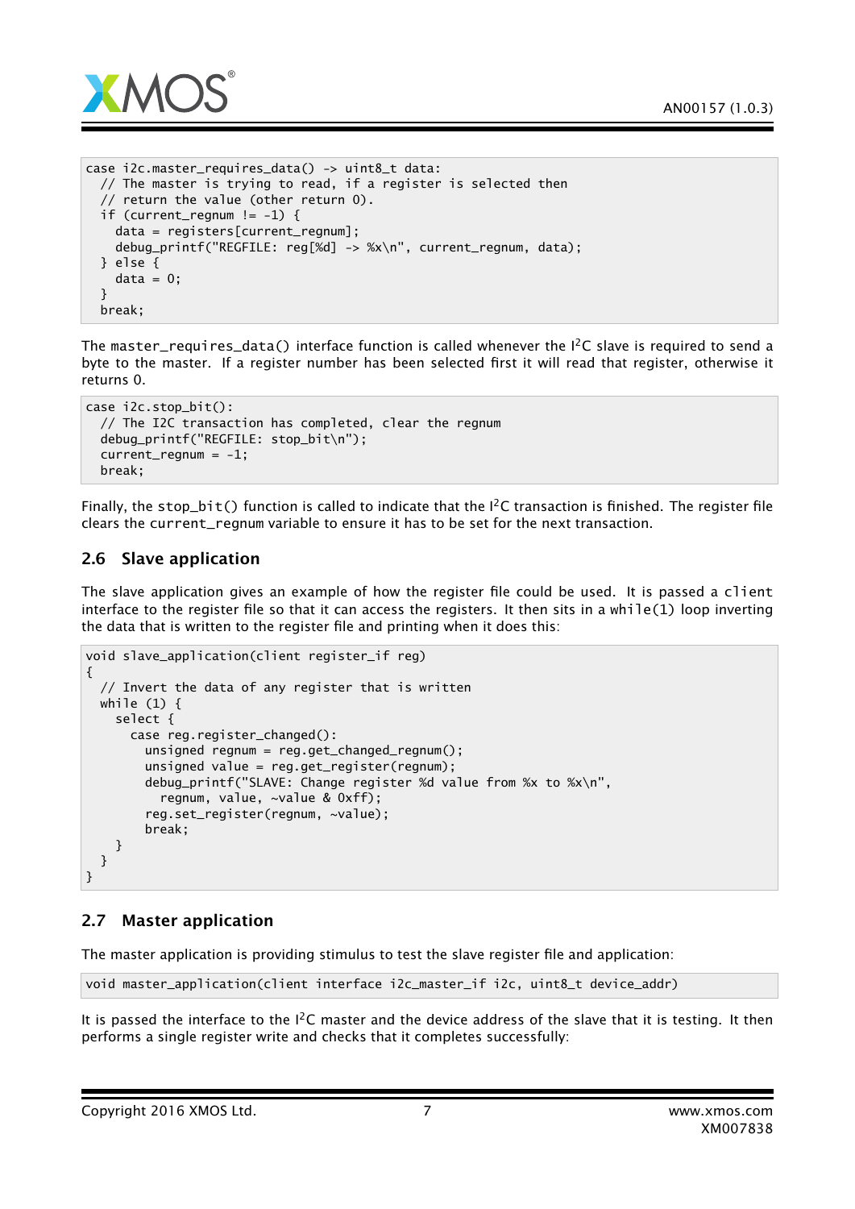```
case i2c.master_requires_data() -> uint8_t data:
  // The master is trying to read, if a register is selected then
  // return the value (other return 0).
  if (current_regnum != -1) {
    data = registers[current_regnum];
    debug_printf("REGFILE: reg[%d] -> %x\n", current_regnum, data);
  } else {
    data = 0;
  }
  break;
```

The `master_requires_data()` interface function is called whenever the I$^2$C slave is required to send a byte to the master. If a register number has been selected first it will read that register, otherwise it returns 0.

```
case i2c.stop_bit():
  // The I2C transaction has completed, clear the regnum
  debug_printf("REGFILE: stop_bit\n");
  current_regnum = -1;
  break;
```

Finally, the `stop_bit()` function is called to indicate that the I$^2$C transaction is finished. The register file clears the `current_regnum` variable to ensure it has to be set for the next transaction.

## 2.6 Slave application

The slave application gives an example of how the register file could be used. It is passed a `client` interface to the register file so that it can access the registers. It then sits in a `while(1)` loop inverting the data that is written to the register file and printing when it does this:

```
void slave_application(client register_if reg)
{
  // Invert the data of any register that is written
  while (1) {
    select {
      case reg.register_changed():
        unsigned regnum = reg.get_changed_regnum();
        unsigned value = reg.get_register(regnum);
        debug_printf("SLAVE: Change register %d value from %x to %x\n",
          regnum, value, ~value & 0xff);
        reg.set_register(regnum, ~value);
        break;
    }
  }
}
```

## 2.7 Master application

The master application is providing stimulus to test the slave register file and application:

```
void master_application(client interface i2c_master_if i2c, uint8_t device_addr)
```

It is passed the interface to the I$^2$C master and the device address of the slave that it is testing. It then performs a single register write and checks that it completes successfully: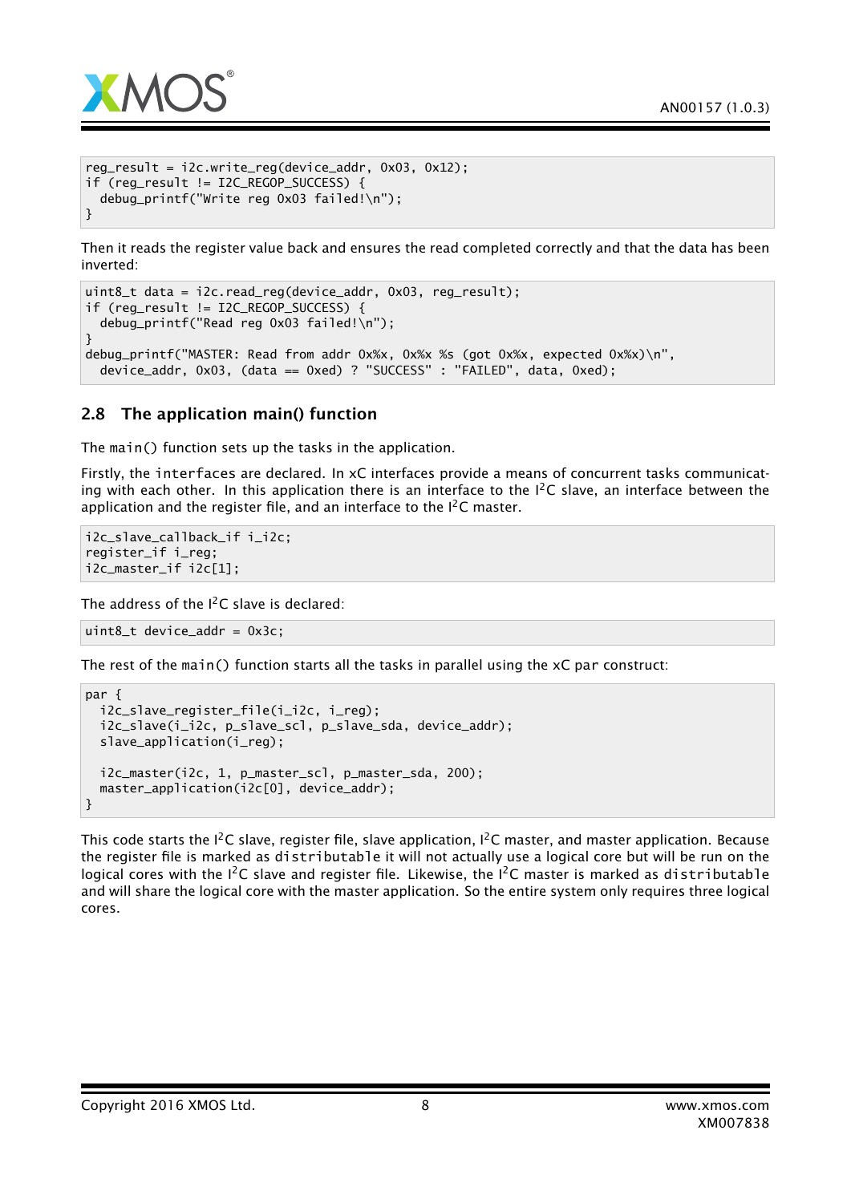```
reg_result = i2c.write_reg(device_addr, 0x03, 0x12);
if (reg_result != I2C_REGOP_SUCCESS) {
  debug_printf("Write reg 0x03 failed!\n");
}
```

Then it reads the register value back and ensures the read completed correctly and that the data has been inverted:

```
uint8_t data = i2c.read_reg(device_addr, 0x03, reg_result);
if (reg_result != I2C_REGOP_SUCCESS) {
  debug_printf("Read reg 0x03 failed!\n");
}
debug_printf("MASTER: Read from addr 0x%x, 0x%x %s (got 0x%x, expected 0x%x)\n",
  device_addr, 0x03, (data == 0xed) ? "SUCCESS" : "FAILED", data, 0xed);
```

## 2.8 The application main() function

The `main()` function sets up the tasks in the application.

Firstly, the `interfaces` are declared. In xC interfaces provide a means of concurrent tasks communicating with each other. In this application there is an interface to the I²C slave, an interface between the application and the register file, and an interface to the I²C master.

```
i2c_slave_callback_if i_i2c;
register_if i_reg;
i2c_master_if i2c[1];
```

The address of the I²C slave is declared:

```
uint8_t device_addr = 0x3c;
```

The rest of the `main()` function starts all the tasks in parallel using the xC `par` construct:

```
par {
  i2c_slave_register_file(i_i2c, i_reg);
  i2c_slave(i_i2c, p_slave_scl, p_slave_sda, device_addr);
  slave_application(i_reg);

  i2c_master(i2c, 1, p_master_scl, p_master_sda, 200);
  master_application(i2c[0], device_addr);
}
```

This code starts the I²C slave, register file, slave application, I²C master, and master application. Because the register file is marked as `distributable` it will not actually use a logical core but will be run on the logical cores with the I²C slave and register file. Likewise, the I²C master is marked as `distributable` and will share the logical core with the master application. So the entire system only requires three logical cores.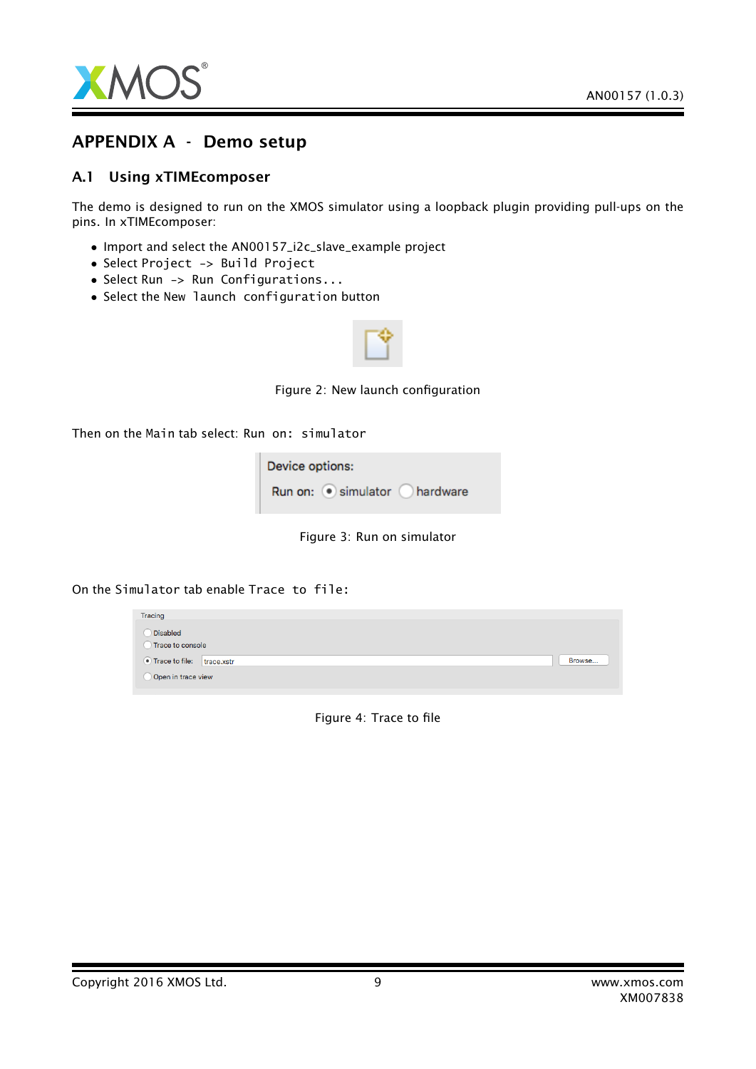# APPENDIX A - Demo setup

## A.1 Using xTIMEcomposer

The demo is designed to run on the XMOS simulator using a loopback plugin providing pull-ups on the pins. In xTIMEcomposer:

- Import and select the AN00157_i2c_slave_example project
- Select `Project -> Build Project`
- Select `Run -> Run Configurations...`
- Select the `New launch configuration` button

Figure 2: New launch configuration

Then on the `Main` tab select: `Run on: simulator`

Figure 3: Run on simulator

On the `Simulator` tab enable `Trace to file:`

Figure 4: Trace to file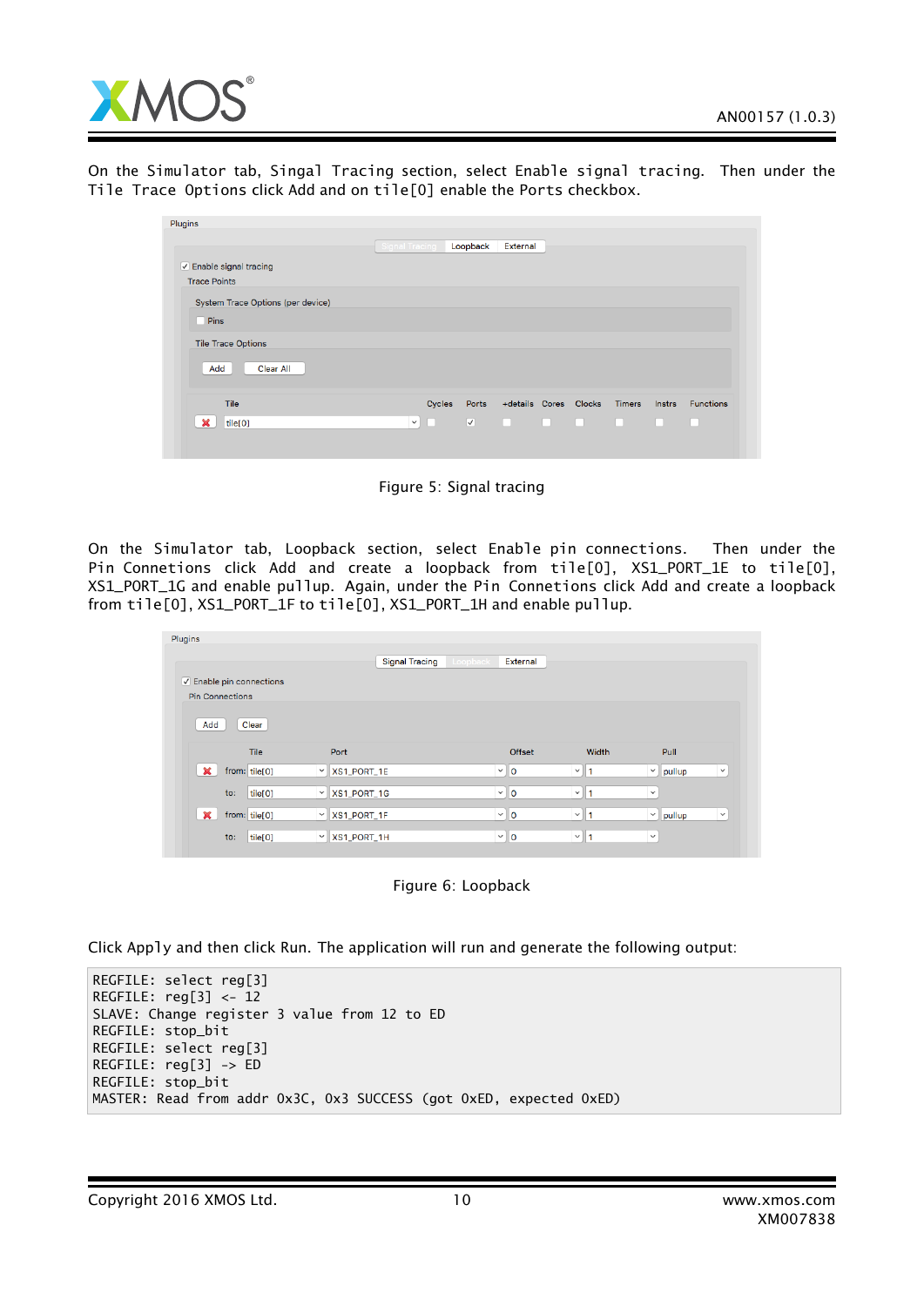On the Simulator tab, Singal Tracing section, select Enable signal tracing. Then under the Tile Trace Options click Add and on tile[0] enable the Ports checkbox.

Figure 5: Signal tracing

On the Simulator tab, Loopback section, select Enable pin connections. Then under the Pin Connections click Add and create a loopback from tile[0], XS1_PORT_1E to tile[0], XS1_PORT_1G and enable pullup. Again, under the Pin Connetions click Add and create a loopback from tile[0], XS1_PORT_1F to tile[0], XS1_PORT_1H and enable pullup.

Figure 6: Loopback

Click Apply and then click Run. The application will run and generate the following output:

```
REGFILE: select reg[3]
REGFILE: reg[3] <- 12
SLAVE: Change register 3 value from 12 to ED
REGFILE: stop_bit
REGFILE: select reg[3]
REGFILE: reg[3] -> ED
REGFILE: stop_bit
MASTER: Read from addr 0x3C, 0x3 SUCCESS (got 0xED, expected 0xED)
```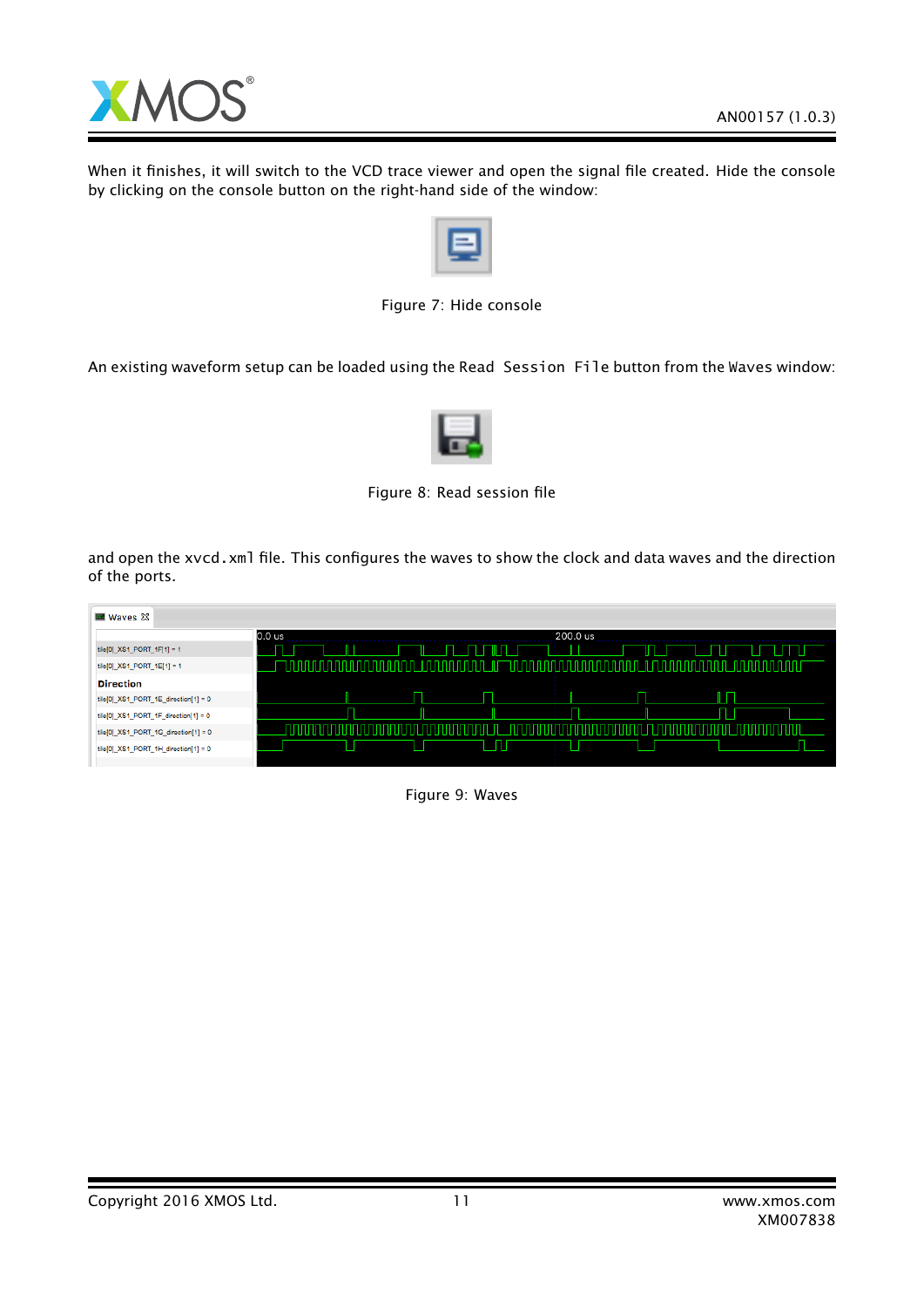When it finishes, it will switch to the VCD trace viewer and open the signal file created. Hide the console by clicking on the console button on the right-hand side of the window:

Figure 7: Hide console

An existing waveform setup can be loaded using the `Read Session File` button from the `Waves` window:

Figure 8: Read session file

and open the `xvcd.xml` file. This configures the waves to show the clock and data waves and the direction of the ports.

Figure 9: Waves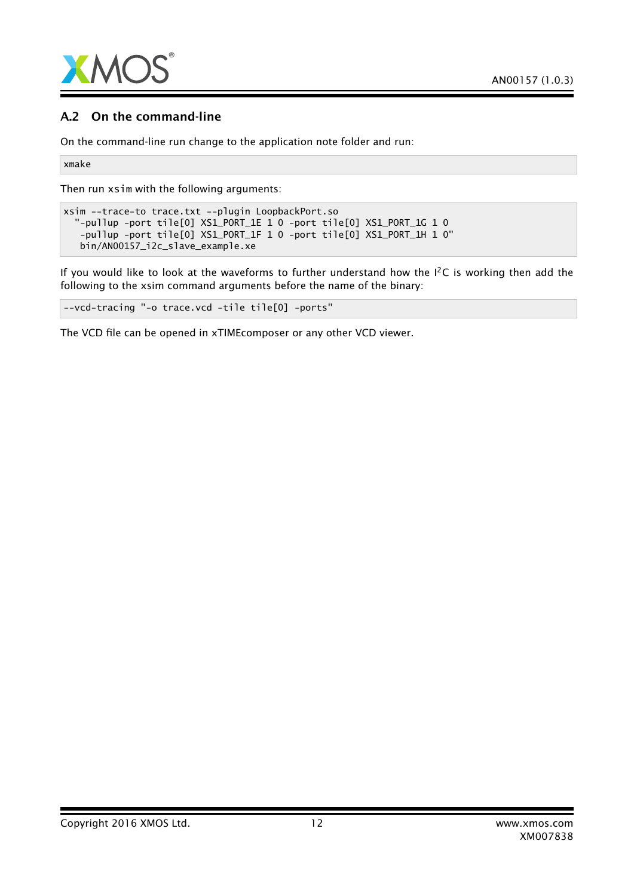## A.2 On the command-line

On the command-line run change to the application note folder and run:

```
xmake
```

Then run xsim with the following arguments:

```
xsim --trace-to trace.txt --plugin LoopbackPort.so
  "-pullup -port tile[0] XS1_PORT_1E 1 0 -port tile[0] XS1_PORT_1G 1 0
   -pullup -port tile[0] XS1_PORT_1F 1 0 -port tile[0] XS1_PORT_1H 1 0"
   bin/AN00157_i2c_slave_example.xe
```

If you would like to look at the waveforms to further understand how the $I^2C$ is working then add the following to the xsim command arguments before the name of the binary:

```
--vcd-tracing "-o trace.vcd -tile tile[0] -ports"
```

The VCD file can be opened in xTIMEcomposer or any other VCD viewer.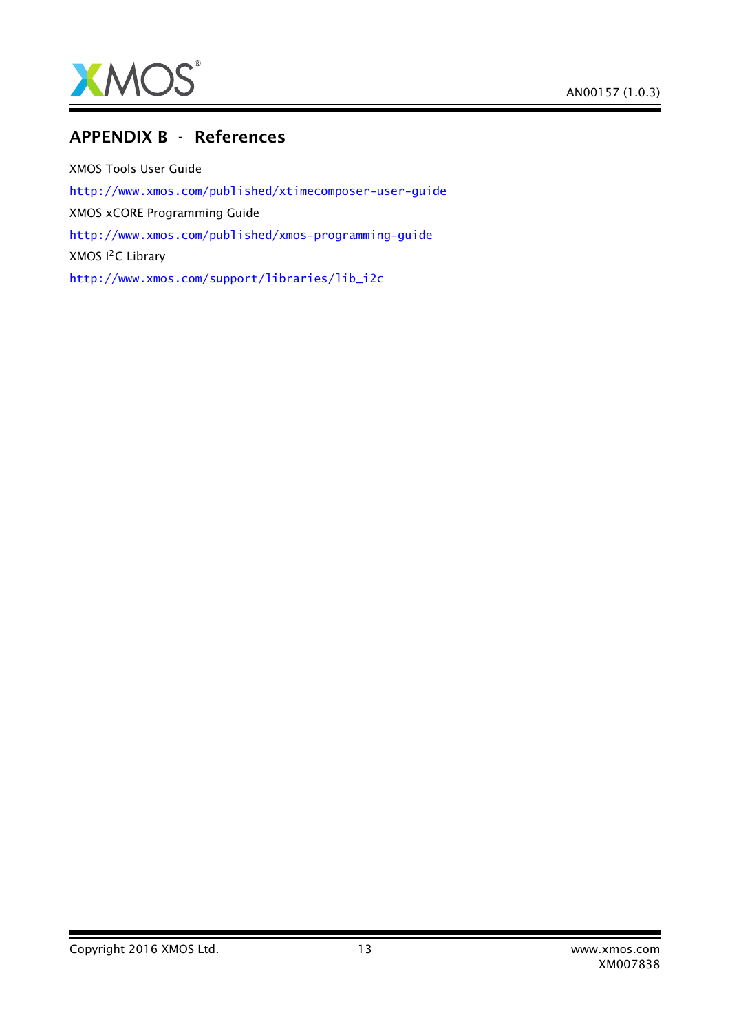# APPENDIX B - References

XMOS Tools User Guide

http://www.xmos.com/published/xtimecomposer-user-guide

XMOS xCORE Programming Guide

http://www.xmos.com/published/xmos-programming-guide

XMOS $I^2C$ Library

http://www.xmos.com/support/libraries/lib_i2c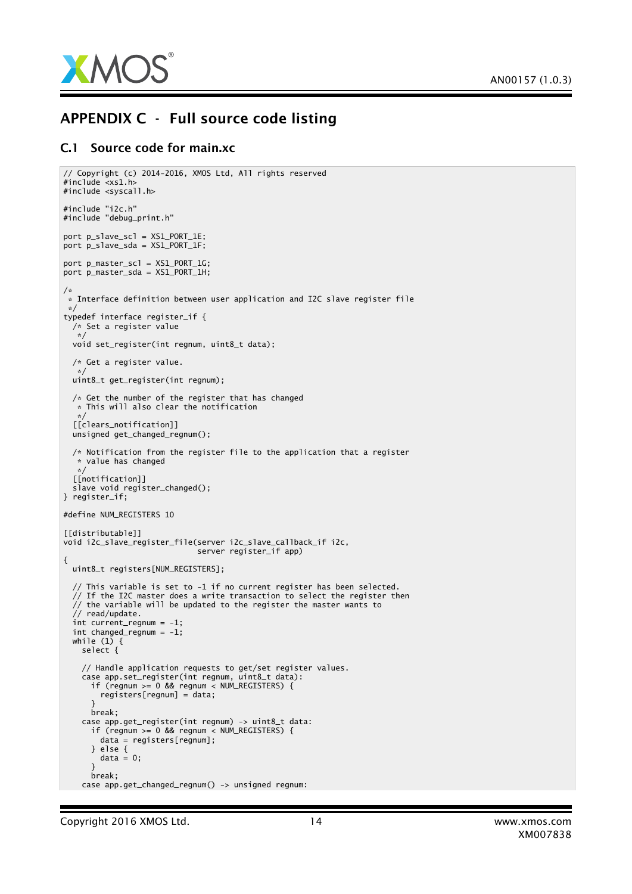# APPENDIX C - Full source code listing

## C.1 Source code for main.xc

```
// Copyright (c) 2014-2016, XMOS Ltd, All rights reserved
#include <xs1.h>
#include <syscall.h>

#include "i2c.h"
#include "debug_print.h"

port p_slave_scl = XS1_PORT_1E;
port p_slave_sda = XS1_PORT_1F;

port p_master_scl = XS1_PORT_1G;
port p_master_sda = XS1_PORT_1H;

/*
 * Interface definition between user application and I2C slave register file
 */
typedef interface register_if {
  /* Set a register value
   */
  void set_register(int regnum, uint8_t data);

  /* Get a register value.
   */
  uint8_t get_register(int regnum);

  /* Get the number of the register that has changed
   * This will also clear the notification
   */
  [[clears_notification]]
  unsigned get_changed_regnum();

  /* Notification from the register file to the application that a register
   * value has changed
   */
  [[notification]]
  slave void register_changed();
} register_if;

#define NUM_REGISTERS 10

[[distributable]]
void i2c_slave_register_file(server i2c_slave_callback_if i2c,
                             server register_if app)
{
  uint8_t registers[NUM_REGISTERS];

  // This variable is set to -1 if no current register has been selected.
  // If the I2C master does a write transaction to select the register then
  // the variable will be updated to the register the master wants to
  // read/update.
  int current_regnum = -1;
  int changed_regnum = -1;
  while (1) {
    select {

    // Handle application requests to get/set register values.
    case app.set_register(int regnum, uint8_t data):
      if (regnum >= 0 && regnum < NUM_REGISTERS) {
        registers[regnum] = data;
      }
      break;
    case app.get_register(int regnum) -> uint8_t data:
      if (regnum >= 0 && regnum < NUM_REGISTERS) {
        data = registers[regnum];
      } else {
        data = 0;
      }
      break;
    case app.get_changed_regnum() -> unsigned regnum:
```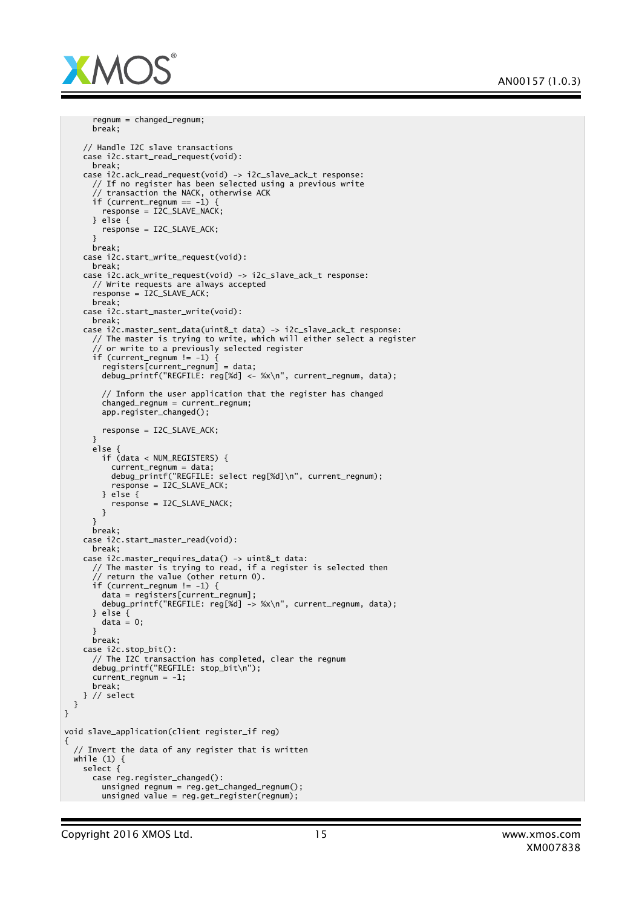```
      regnum = changed_regnum;
      break;

    // Handle I2C slave transactions
    case i2c.start_read_request(void):
      break;
    case i2c.ack_read_request(void) -> i2c_slave_ack_t response:
      // If no register has been selected using a previous write
      // transaction the NACK, otherwise ACK
      if (current_regnum == -1) {
        response = I2C_SLAVE_NACK;
      } else {
        response = I2C_SLAVE_ACK;
      }
      break;
    case i2c.start_write_request(void):
      break;
    case i2c.ack_write_request(void) -> i2c_slave_ack_t response:
      // Write requests are always accepted
      response = I2C_SLAVE_ACK;
      break;
    case i2c.start_master_write(void):
      break;
    case i2c.master_sent_data(uint8_t data) -> i2c_slave_ack_t response:
      // The master is trying to write, which will either select a register
      // or write to a previously selected register
      if (current_regnum != -1) {
        registers[current_regnum] = data;
        debug_printf("REGFILE: reg[%d] <- %x\n", current_regnum, data);

        // Inform the user application that the register has changed
        changed_regnum = current_regnum;
        app.register_changed();

        response = I2C_SLAVE_ACK;
      }
      else {
        if (data < NUM_REGISTERS) {
          current_regnum = data;
          debug_printf("REGFILE: select reg[%d]\n", current_regnum);
          response = I2C_SLAVE_ACK;
        } else {
          response = I2C_SLAVE_NACK;
        }
      }
      break;
    case i2c.start_master_read(void):
      break;
    case i2c.master_requires_data() -> uint8_t data:
      // The master is trying to read, if a register is selected then
      // return the value (other return 0).
      if (current_regnum != -1) {
        data = registers[current_regnum];
        debug_printf("REGFILE: reg[%d] -> %x\n", current_regnum, data);
      } else {
        data = 0;
      }
      break;
    case i2c.stop_bit():
      // The I2C transaction has completed, clear the regnum
      debug_printf("REGFILE: stop_bit\n");
      current_regnum = -1;
      break;
    } // select
  }
}

void slave_application(client register_if reg)
{
  // Invert the data of any register that is written
  while (1) {
    select {
      case reg.register_changed():
        unsigned regnum = reg.get_changed_regnum();
        unsigned value = reg.get_register(regnum);
```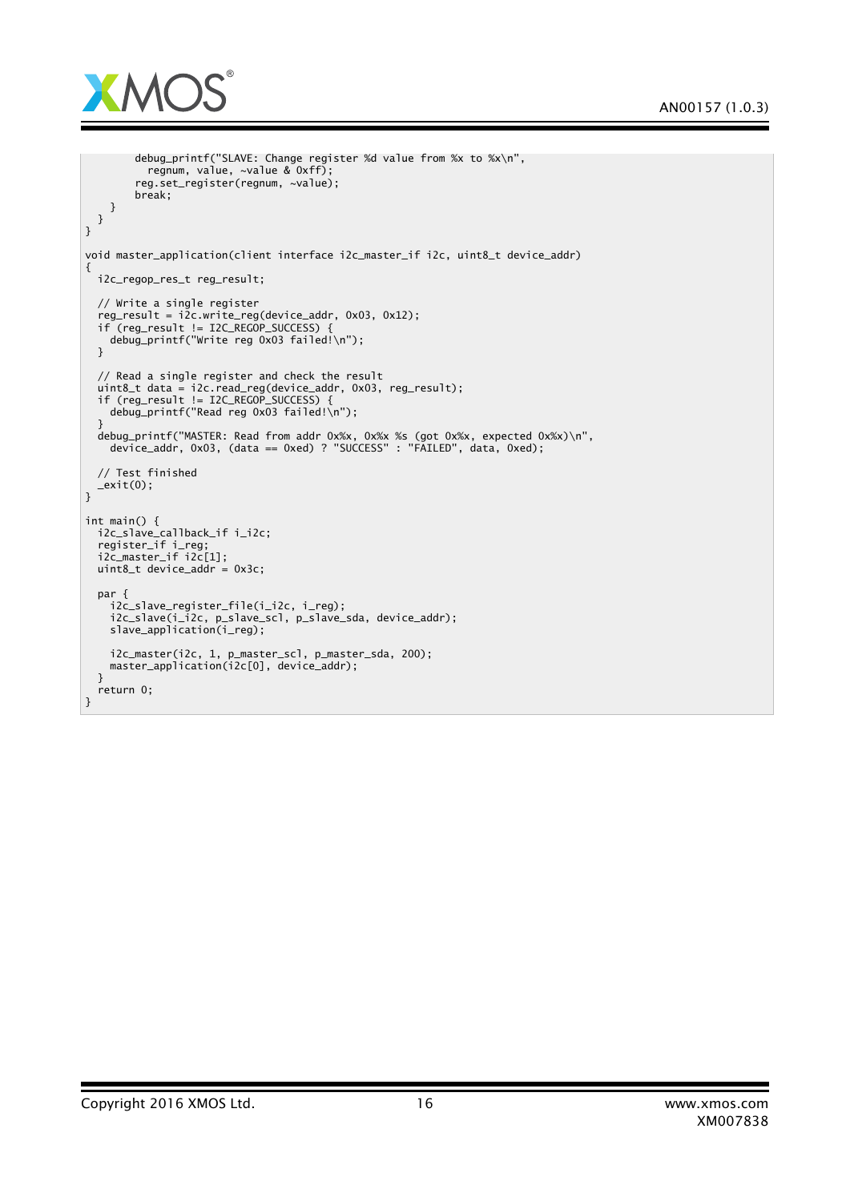```
        debug_printf("SLAVE: Change register %d value from %x to %x\n",
          regnum, value, ~value & 0xff);
        reg.set_register(regnum, ~value);
        break;
    }
  }
}

void master_application(client interface i2c_master_if i2c, uint8_t device_addr)
{
  i2c_regop_res_t reg_result;

  // Write a single register
  reg_result = i2c.write_reg(device_addr, 0x03, 0x12);
  if (reg_result != I2C_REGOP_SUCCESS) {
    debug_printf("Write reg 0x03 failed!\n");
  }

  // Read a single register and check the result
  uint8_t data = i2c.read_reg(device_addr, 0x03, reg_result);
  if (reg_result != I2C_REGOP_SUCCESS) {
    debug_printf("Read reg 0x03 failed!\n");
  }
  debug_printf("MASTER: Read from addr 0x%x, 0x%x %s (got 0x%x, expected 0x%x)\n",
    device_addr, 0x03, (data == 0xed) ? "SUCCESS" : "FAILED", data, 0xed);

  // Test finished
  _exit(0);
}

int main() {
  i2c_slave_callback_if i_i2c;
  register_if i_reg;
  i2c_master_if i2c[1];
  uint8_t device_addr = 0x3c;

  par {
    i2c_slave_register_file(i_i2c, i_reg);
    i2c_slave(i_i2c, p_slave_scl, p_slave_sda, device_addr);
    slave_application(i_reg);

    i2c_master(i2c, 1, p_master_scl, p_master_sda, 200);
    master_application(i2c[0], device_addr);
  }
  return 0;
}
```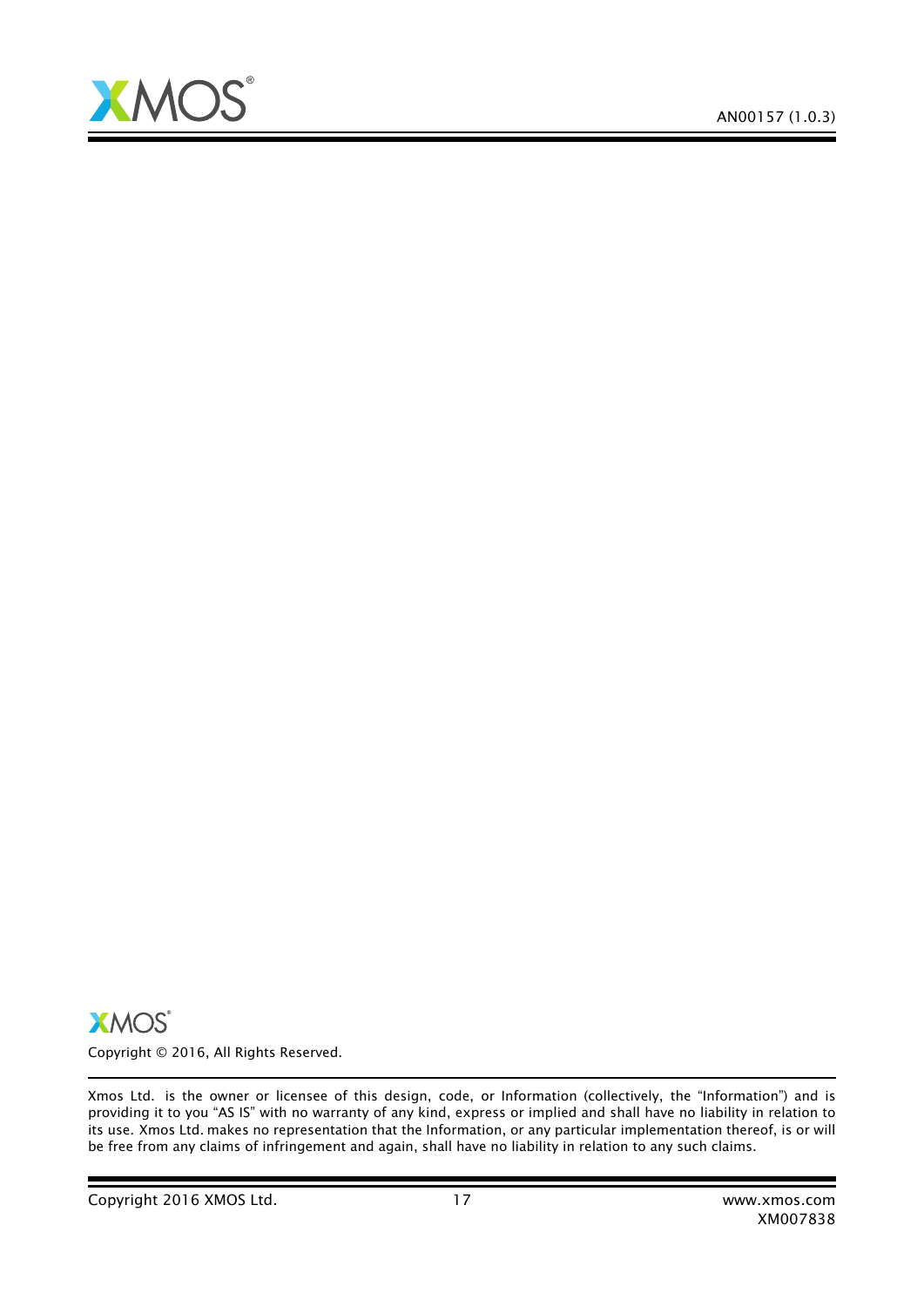XMOS

Copyright © 2016, All Rights Reserved.

Xmos Ltd. is the owner or licensee of this design, code, or Information (collectively, the "Information") and is providing it to you "AS IS" with no warranty of any kind, express or implied and shall have no liability in relation to its use. Xmos Ltd. makes no representation that the Information, or any particular implementation thereof, is or will be free from any claims of infringement and again, shall have no liability in relation to any such claims.